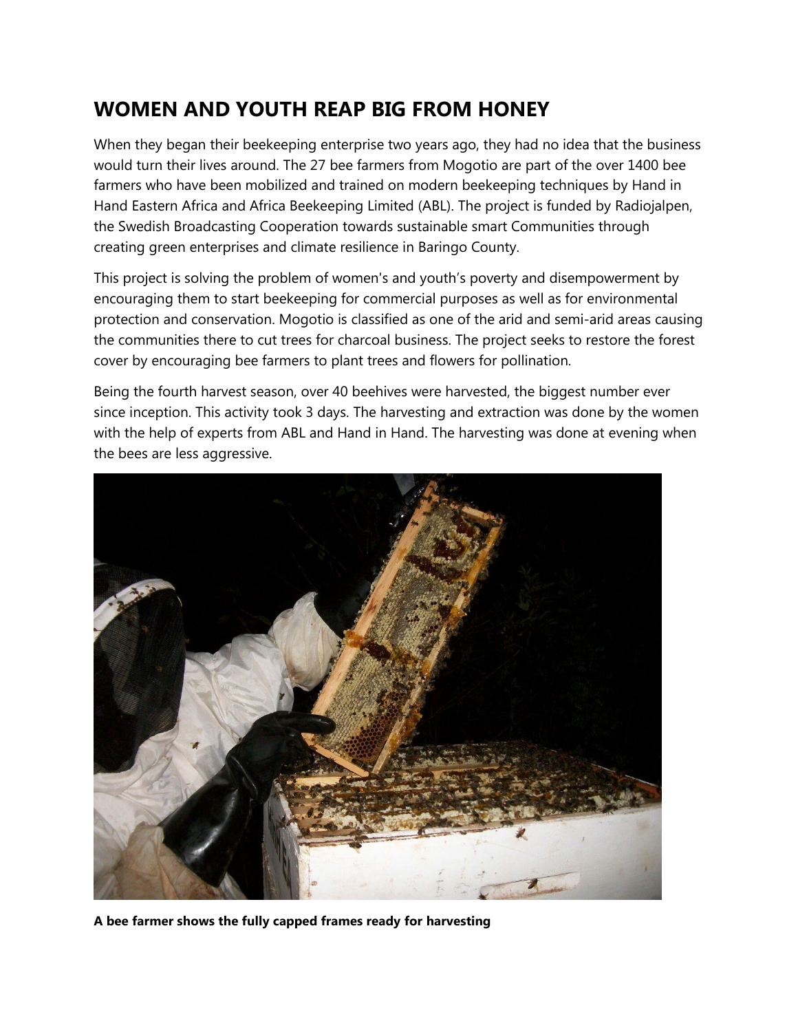## WOMEN AND YOUTH REAP BIG FROM HONEY

When they began their beekeeping enterprise two years ago, they had no idea that the business would turn their lives around. The 27 bee farmers from Mogotio are part of the over 1400 bee farmers who have been mobilized and trained on modern beekeeping techniques by Hand in Hand Eastern Africa and Africa Beekeeping Limited (ABL). The project is funded by Radiojalpen, the Swedish Broadcasting Cooperation towards sustainable smart Communities through creating green enterprises and climate resilience in Baringo County.

This project is solving the problem of women's and youth's poverty and disempowerment by encouraging them to start beekeeping for commercial purposes as well as for environmental protection and conservation. Mogotio is classified as one of the arid and semi-arid areas causing the communities there to cut trees for charcoal business. The project seeks to restore the forest cover by encouraging bee farmers to plant trees and flowers for pollination.

Being the fourth harvest season, over 40 beehives were harvested, the biggest number ever since inception. This activity took 3 days. The harvesting and extraction was done by the women with the help of experts from ABL and Hand in Hand. The harvesting was done at evening when the bees are less aggressive.

**A bee farmer shows the fully capped frames ready for harvesting**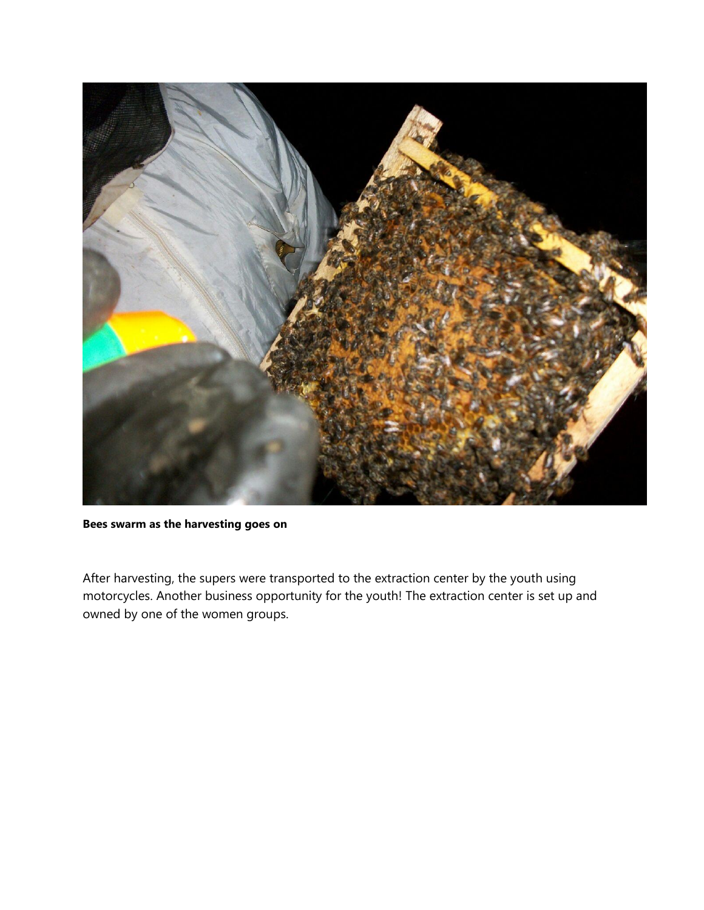**Bees swarm as the harvesting goes on**

After harvesting, the supers were transported to the extraction center by the youth using motorcycles. Another business opportunity for the youth! The extraction center is set up and owned by one of the women groups.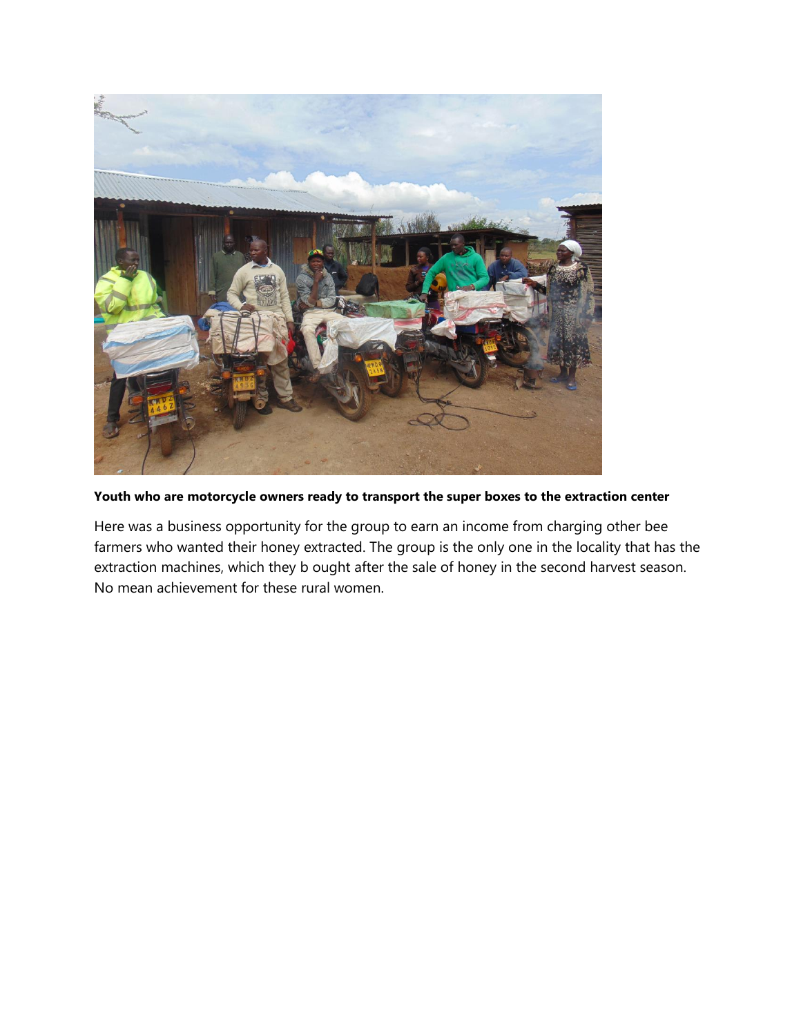**Youth who are motorcycle owners ready to transport the super boxes to the extraction center**

Here was a business opportunity for the group to earn an income from charging other bee farmers who wanted their honey extracted. The group is the only one in the locality that has the extraction machines, which they b ought after the sale of honey in the second harvest season. No mean achievement for these rural women.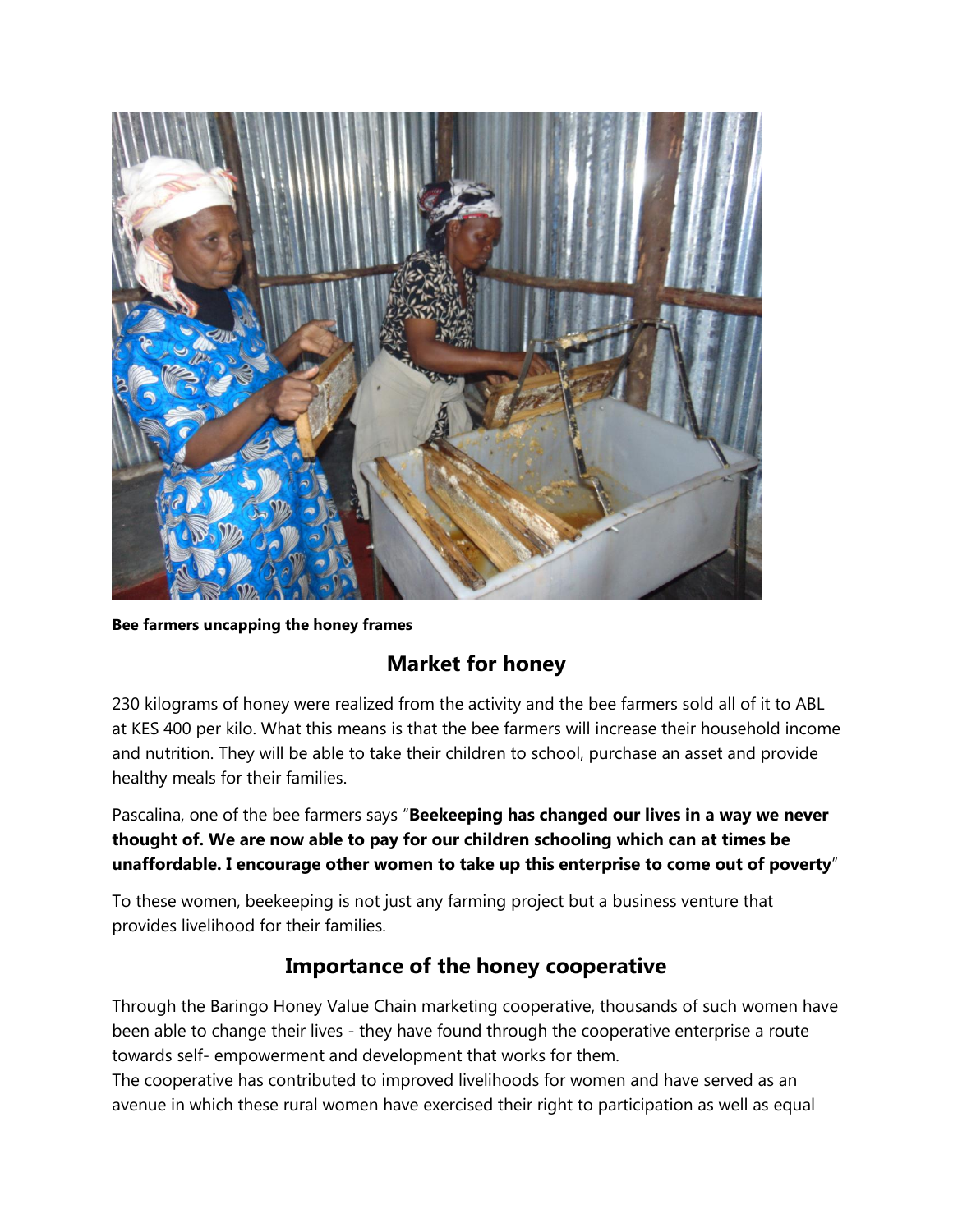**Bee farmers uncapping the honey frames**

## Market for honey

230 kilograms of honey were realized from the activity and the bee farmers sold all of it to ABL at KES 400 per kilo. What this means is that the bee farmers will increase their household income and nutrition. They will be able to take their children to school, purchase an asset and provide healthy meals for their families.

Pascalina, one of the bee farmers says "**Beekeeping has changed our lives in a way we never thought of. We are now able to pay for our children schooling which can at times be unaffordable. I encourage other women to take up this enterprise to come out of poverty**"

To these women, beekeeping is not just any farming project but a business venture that provides livelihood for their families.

## Importance of the honey cooperative

Through the Baringo Honey Value Chain marketing cooperative, thousands of such women have been able to change their lives - they have found through the cooperative enterprise a route towards self- empowerment and development that works for them.
The cooperative has contributed to improved livelihoods for women and have served as an avenue in which these rural women have exercised their right to participation as well as equal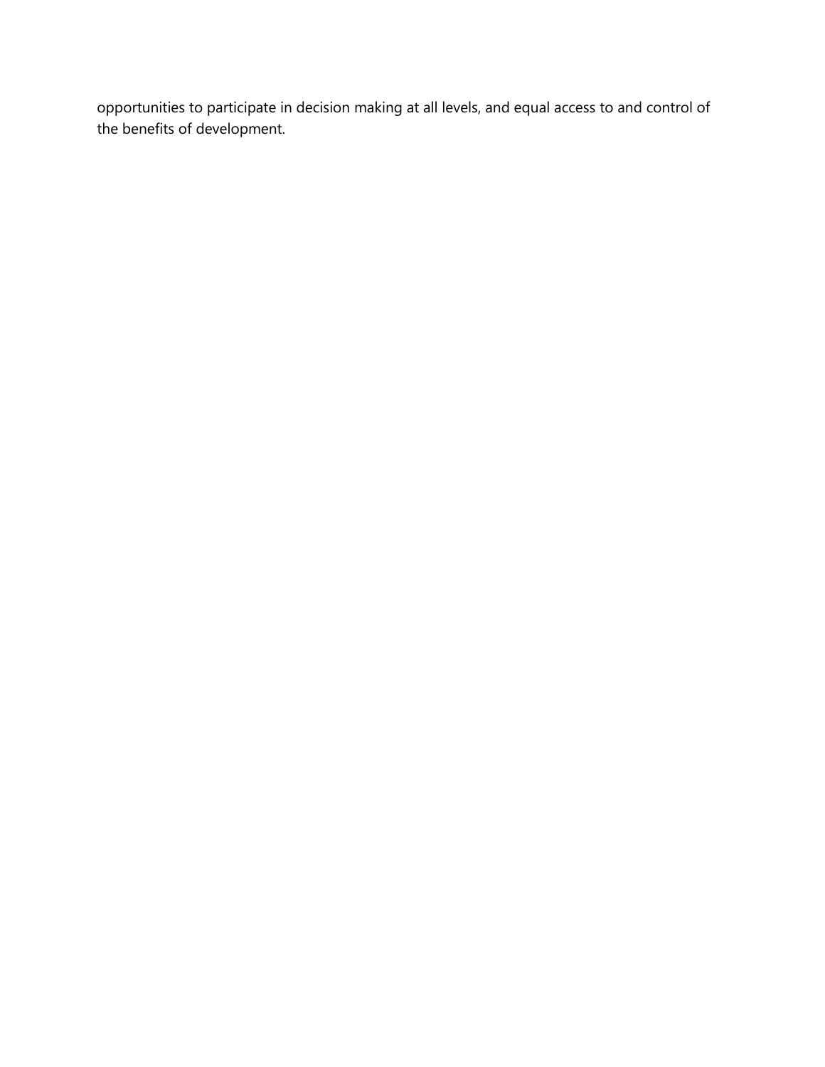opportunities to participate in decision making at all levels, and equal access to and control of the benefits of development.